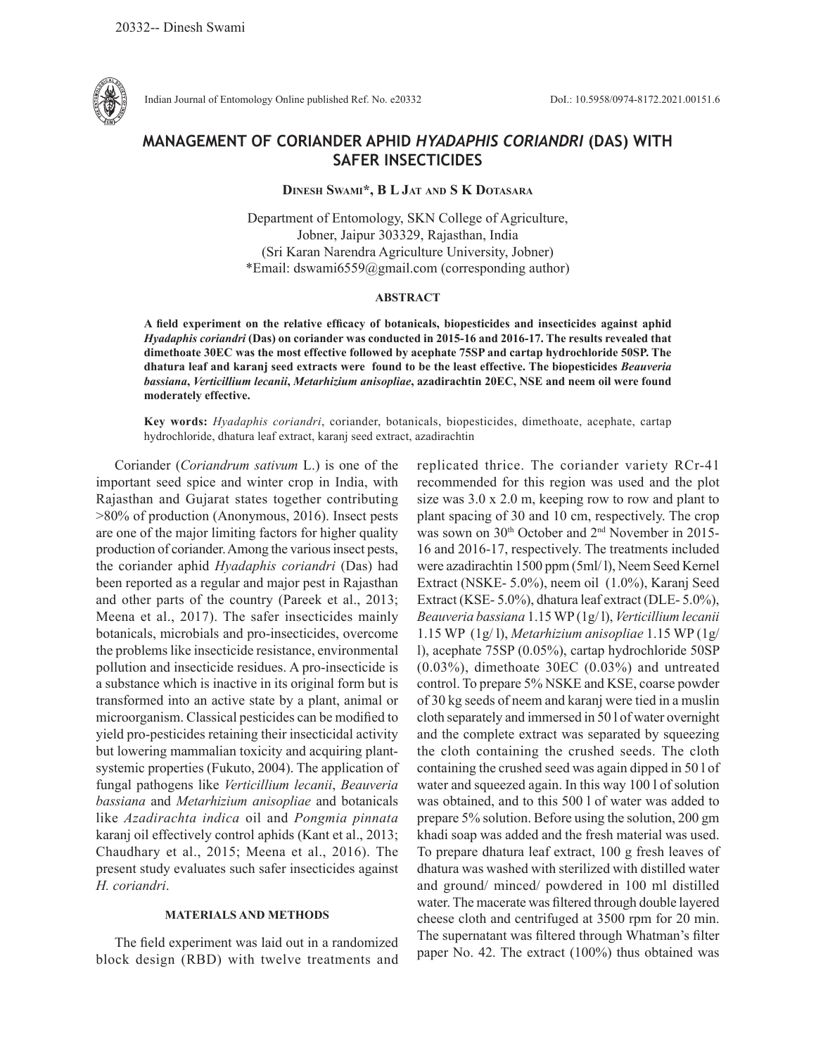# MANAGEMENT OF CORIANDER APHID *HYADAPHIS CORIANDRI* (DAS) WITH SAFER INSECTICIDES

**Dinesh Swami\*, B L Jat and S K Dotasara**

Department of Entomology, SKN College of Agriculture, Jobner, Jaipur 303329, Rajasthan, India
(Sri Karan Narendra Agriculture University, Jobner)
\*Email: dswami6559@gmail.com (corresponding author)

## ABSTRACT

**A field experiment on the relative efficacy of botanicals, biopesticides and insecticides against aphid *Hyadaphis coriandri* (Das) on coriander was conducted in 2015-16 and 2016-17. The results revealed that dimethoate 30EC was the most effective followed by acephate 75SP and cartap hydrochloride 50SP. The dhatura leaf and karanj seed extracts were found to be the least effective. The biopesticides *Beauveria bassiana*, *Verticillium lecanii*, *Metarhizium anisopliae*, azadirachtin 20EC, NSE and neem oil were found moderately effective.**

**Key words:** *Hyadaphis coriandri*, coriander, botanicals, biopesticides, dimethoate, acephate, cartap hydrochloride, dhatura leaf extract, karanj seed extract, azadirachtin

Coriander (*Coriandrum sativum* L.) is one of the important seed spice and winter crop in India, with Rajasthan and Gujarat states together contributing >80% of production (Anonymous, 2016). Insect pests are one of the major limiting factors for higher quality production of coriander. Among the various insect pests, the coriander aphid *Hyadaphis coriandri* (Das) had been reported as a regular and major pest in Rajasthan and other parts of the country (Pareek et al., 2013; Meena et al., 2017). The safer insecticides mainly botanicals, microbials and pro-insecticides, overcome the problems like insecticide resistance, environmental pollution and insecticide residues. A pro-insecticide is a substance which is inactive in its original form but is transformed into an active state by a plant, animal or microorganism. Classical pesticides can be modified to yield pro-pesticides retaining their insecticidal activity but lowering mammalian toxicity and acquiring plant-systemic properties (Fukuto, 2004). The application of fungal pathogens like *Verticillium lecanii*, *Beauveria bassiana* and *Metarhizium anisopliae* and botanicals like *Azadirachta indica* oil and *Pongmia pinnata* karanj oil effectively control aphids (Kant et al., 2013; Chaudhary et al., 2015; Meena et al., 2016). The present study evaluates such safer insecticides against *H. coriandri*.

## MATERIALS AND METHODS

The field experiment was laid out in a randomized block design (RBD) with twelve treatments and replicated thrice. The coriander variety RCr-41 recommended for this region was used and the plot size was 3.0 x 2.0 m, keeping row to row and plant to plant spacing of 30 and 10 cm, respectively. The crop was sown on 30th October and 2nd November in 2015-16 and 2016-17, respectively. The treatments included were azadirachtin 1500 ppm (5ml/ l), Neem Seed Kernel Extract (NSKE- 5.0%), neem oil (1.0%), Karanj Seed Extract (KSE- 5.0%), dhatura leaf extract (DLE- 5.0%), *Beauveria bassiana* 1.15 WP (1g/ l), *Verticillium lecanii* 1.15 WP (1g/ l), *Metarhizium anisopliae* 1.15 WP (1g/ l), acephate 75SP (0.05%), cartap hydrochloride 50SP (0.03%), dimethoate 30EC (0.03%) and untreated control. To prepare 5% NSKE and KSE, coarse powder of 30 kg seeds of neem and karanj were tied in a muslin cloth separately and immersed in 50 l of water overnight and the complete extract was separated by squeezing the cloth containing the crushed seeds. The cloth containing the crushed seed was again dipped in 50 l of water and squeezed again. In this way 100 l of solution was obtained, and to this 500 l of water was added to prepare 5% solution. Before using the solution, 200 gm khadi soap was added and the fresh material was used. To prepare dhatura leaf extract, 100 g fresh leaves of dhatura was washed with sterilized with distilled water and ground/ minced/ powdered in 100 ml distilled water. The macerate was filtered through double layered cheese cloth and centrifuged at 3500 rpm for 20 min. The supernatant was filtered through Whatman's filter paper No. 42. The extract (100%) thus obtained was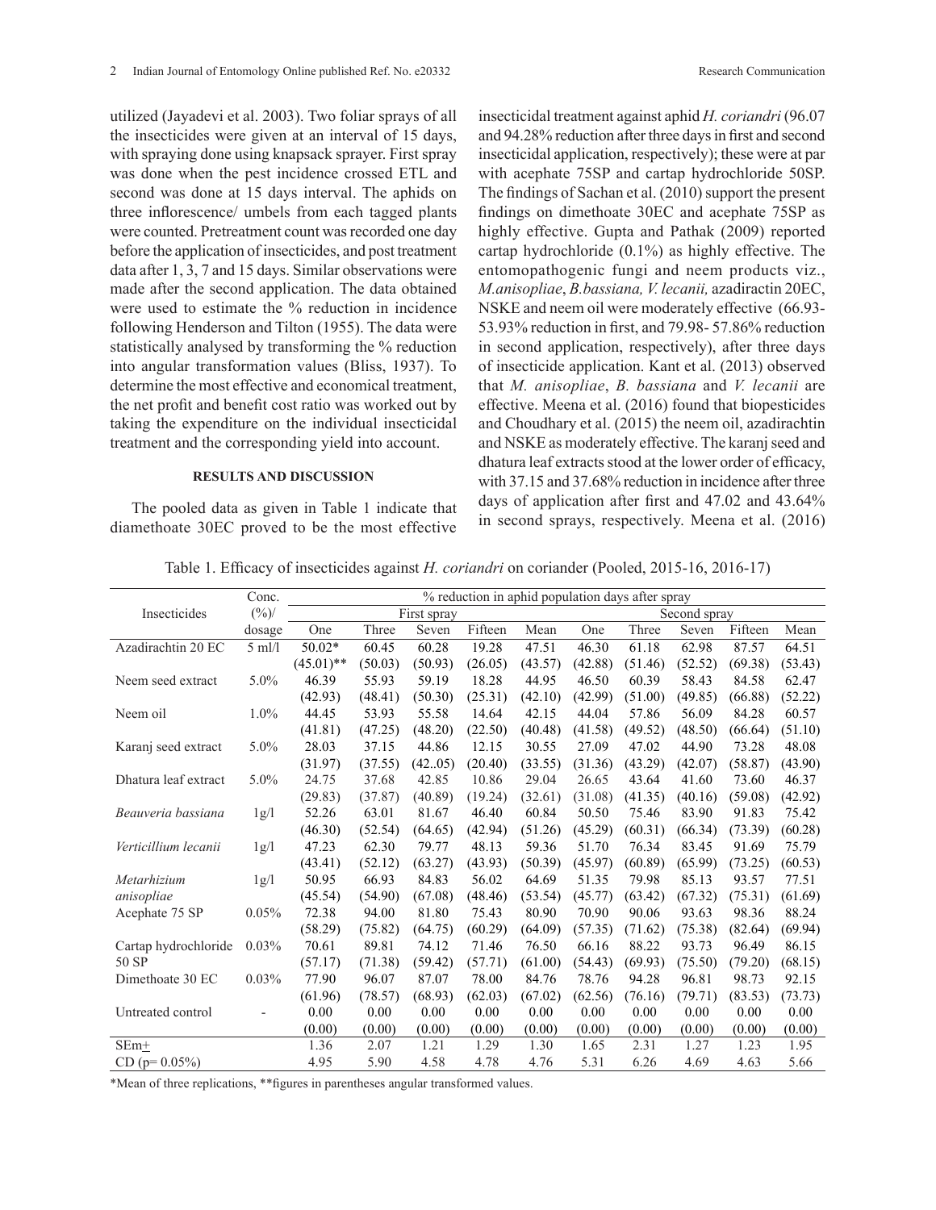utilized (Jayadevi et al. 2003). Two foliar sprays of all the insecticides were given at an interval of 15 days, with spraying done using knapsack sprayer. First spray was done when the pest incidence crossed ETL and second was done at 15 days interval. The aphids on three inflorescence/ umbels from each tagged plants were counted. Pretreatment count was recorded one day before the application of insecticides, and post treatment data after 1, 3, 7 and 15 days. Similar observations were made after the second application. The data obtained were used to estimate the % reduction in incidence following Henderson and Tilton (1955). The data were statistically analysed by transforming the % reduction into angular transformation values (Bliss, 1937). To determine the most effective and economical treatment, the net profit and benefit cost ratio was worked out by taking the expenditure on the individual insecticidal treatment and the corresponding yield into account.

## RESULTS AND DISCUSSION

The pooled data as given in Table 1 indicate that diamethoate 30EC proved to be the most effective insecticidal treatment against aphid *H. coriandri* (96.07 and 94.28% reduction after three days in first and second insecticidal application, respectively); these were at par with acephate 75SP and cartap hydrochloride 50SP. The findings of Sachan et al. (2010) support the present findings on dimethoate 30EC and acephate 75SP as highly effective. Gupta and Pathak (2009) reported cartap hydrochloride (0.1%) as highly effective. The entomopathogenic fungi and neem products viz., *M.anisopliae*, *B.bassiana, V. lecani,* azadiractin 20EC, NSKE and neem oil were moderately effective (66.93-53.93% reduction in first, and 79.98- 57.86% reduction in second application, respectively), after three days of insecticide application. Kant et al. (2013) observed that *M. anisopliae*, *B. bassiana* and *V. lecanii* are effective. Meena et al. (2016) found that biopesticides and Choudhary et al. (2015) the neem oil, azadirachtin and NSKE as moderately effective. The karanj seed and dhatura leaf extracts stood at the lower order of efficacy, with 37.15 and 37.68% reduction in incidence after three days of application after first and 47.02 and 43.64% in second sprays, respectively. Meena et al. (2016)

Table 1. Efficacy of insecticides against *H. coriandri* on coriander (Pooled, 2015-16, 2016-17)

| Insecticides | Conc. (%)/ dosage | % reduction in aphid population days after spray | | | | | | | | | |
|---|---|---|---|---|---|---|---|---|---|---|---|
| | | First spray | | | | | Second spray | | | | |
| | | One | Three | Seven | Fifteen | Mean | One | Three | Seven | Fifteen | Mean |
| Azadirachtin 20 EC | 5 ml/l | 50.02* (45.01)** | 60.45 (50.03) | 60.28 (50.93) | 19.28 (26.05) | 47.51 (43.57) | 46.30 (42.88) | 61.18 (51.46) | 62.98 (52.52) | 87.57 (69.38) | 64.51 (53.43) |
| Neem seed extract | 5.0% | 46.39 (42.93) | 55.93 (48.41) | 59.19 (50.30) | 18.28 (25.31) | 44.95 (42.10) | 46.50 (42.99) | 60.39 (51.00) | 58.43 (49.85) | 84.58 (66.88) | 62.47 (52.22) |
| Neem oil | 1.0% | 44.45 (41.81) | 53.93 (47.25) | 55.58 (48.20) | 14.64 (22.50) | 42.15 (40.48) | 44.04 (41.58) | 57.86 (49.52) | 56.09 (48.50) | 84.28 (66.64) | 60.57 (51.10) |
| Karanj seed extract | 5.0% | 28.03 (31.97) | 37.15 (37.55) | 44.86 (42..05) | 12.15 (20.40) | 30.55 (33.55) | 27.09 (31.36) | 47.02 (43.29) | 44.90 (42.07) | 73.28 (58.87) | 48.08 (43.90) |
| Dhatura leaf extract | 5.0% | 24.75 (29.83) | 37.68 (37.87) | 42.85 (40.89) | 10.86 (19.24) | 29.04 (32.61) | 26.65 (31.08) | 43.64 (41.35) | 41.60 (40.16) | 73.60 (59.08) | 46.37 (42.92) |
| *Beauveria bassiana* | 1g/l | 52.26 (46.30) | 63.01 (52.54) | 81.67 (64.65) | 46.40 (42.94) | 60.84 (51.26) | 50.50 (45.29) | 75.46 (60.31) | 83.90 (66.34) | 91.83 (73.39) | 75.42 (60.28) |
| *Verticillium lecanii* | 1g/l | 47.23 (43.41) | 62.30 (52.12) | 79.77 (63.27) | 48.13 (43.93) | 59.36 (50.39) | 51.70 (45.97) | 76.34 (60.89) | 83.45 (65.99) | 91.69 (73.25) | 75.79 (60.53) |
| *Metarhizium anisopliae* | 1g/l | 50.95 (45.54) | 66.93 (54.90) | 84.83 (67.08) | 56.02 (48.46) | 64.69 (53.54) | 51.35 (45.77) | 79.98 (63.42) | 85.13 (67.32) | 93.57 (75.31) | 77.51 (61.69) |
| Acephate 75 SP | 0.05% | 72.38 (58.29) | 94.00 (75.82) | 81.80 (64.75) | 75.43 (60.29) | 80.90 (64.09) | 70.90 (57.35) | 90.06 (71.62) | 93.63 (75.38) | 98.36 (82.64) | 88.24 (69.94) |
| Cartap hydrochloride 50 SP | 0.03% | 70.61 (57.17) | 89.81 (71.38) | 74.12 (59.42) | 71.46 (57.71) | 76.50 (61.00) | 66.16 (54.43) | 88.22 (69.93) | 93.73 (75.50) | 96.49 (79.20) | 86.15 (68.15) |
| Dimethoate 30 EC | 0.03% | 77.90 (61.96) | 96.07 (78.57) | 87.07 (68.93) | 78.00 (62.03) | 84.76 (67.02) | 78.76 (62.56) | 94.28 (76.16) | 96.81 (79.71) | 98.73 (83.53) | 92.15 (73.73) |
| Untreated control | - | 0.00 (0.00) | 0.00 (0.00) | 0.00 (0.00) | 0.00 (0.00) | 0.00 (0.00) | 0.00 (0.00) | 0.00 (0.00) | 0.00 (0.00) | 0.00 (0.00) | 0.00 (0.00) |
| SEm± | | 1.36 | 2.07 | 1.21 | 1.29 | 1.30 | 1.65 | 2.31 | 1.27 | 1.23 | 1.95 |
| CD (p= 0.05%) | | 4.95 | 5.90 | 4.58 | 4.78 | 4.76 | 5.31 | 6.26 | 4.69 | 4.63 | 5.66 |

*Mean of three replications, **figures in parentheses angular transformed values.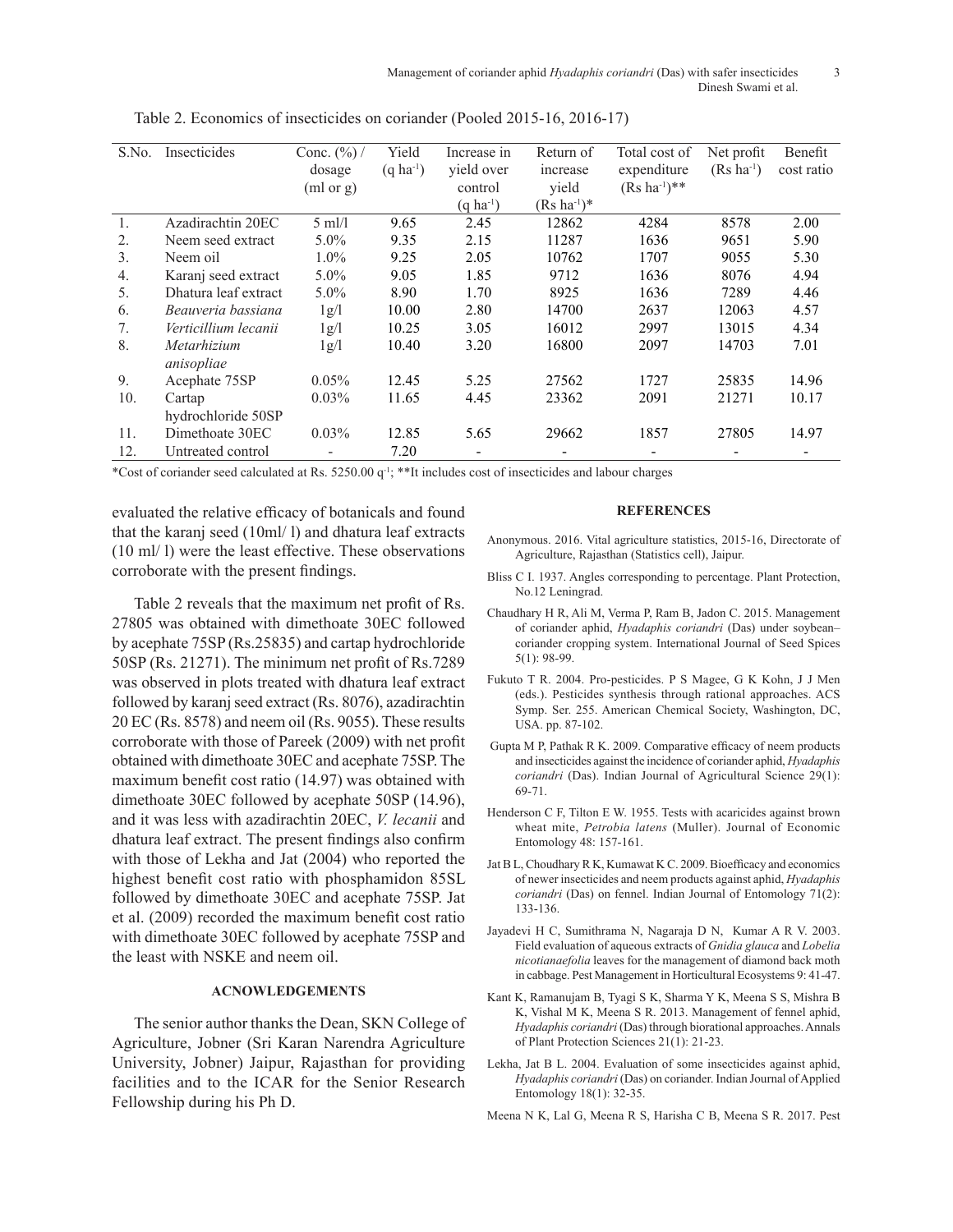Table 2. Economics of insecticides on coriander (Pooled 2015-16, 2016-17)

| S.No. | Insecticides | Conc. (%) / dosage (ml or g) | Yield (q $ha^{-1}$) | Increase in yield over control (q $ha^{-1}$) | Return of increase yield (Rs $ha^{-1}$)* | Total cost of expenditure (Rs $ha^{-1}$)** | Net profit (Rs $ha^{-1}$) | Benefit cost ratio |
|---|---|---|---|---|---|---|---|---|
| 1. | Azadirachtin 20EC | 5 ml/l | 9.65 | 2.45 | 12862 | 4284 | 8578 | 2.00 |
| 2. | Neem seed extract | 5.0% | 9.35 | 2.15 | 11287 | 1636 | 9651 | 5.90 |
| 3. | Neem oil | 1.0% | 9.25 | 2.05 | 10762 | 1707 | 9055 | 5.30 |
| 4. | Karanj seed extract | 5.0% | 9.05 | 1.85 | 9712 | 1636 | 8076 | 4.94 |
| 5. | Dhatura leaf extract | 5.0% | 8.90 | 1.70 | 8925 | 1636 | 7289 | 4.46 |
| 6. | *Beauveria bassiana* | 1g/l | 10.00 | 2.80 | 14700 | 2637 | 12063 | 4.57 |
| 7. | *Verticillium lecanii* | 1g/l | 10.25 | 3.05 | 16012 | 2997 | 13015 | 4.34 |
| 8. | *Metarhizium anisopliae* | 1g/l | 10.40 | 3.20 | 16800 | 2097 | 14703 | 7.01 |
| 9. | Acephate 75SP | 0.05% | 12.45 | 5.25 | 27562 | 1727 | 25835 | 14.96 |
| 10. | Cartap hydrochloride 50SP | 0.03% | 11.65 | 4.45 | 23362 | 2091 | 21271 | 10.17 |
| 11. | Dimethoate 30EC | 0.03% | 12.85 | 5.65 | 29662 | 1857 | 27805 | 14.97 |
| 12. | Untreated control | - | 7.20 | - | - | - | - | - |

*Cost of coriander seed calculated at Rs. 5250.00 $q^{-1}$; **It includes cost of insecticides and labour charges

evaluated the relative efficacy of botanicals and found that the karanj seed (10ml/ l) and dhatura leaf extracts (10 ml/ l) were the least effective. These observations corroborate with the present findings.

Table 2 reveals that the maximum net profit of Rs. 27805 was obtained with dimethoate 30EC followed by acephate 75SP (Rs.25835) and cartap hydrochloride 50SP (Rs. 21271). The minimum net profit of Rs.7289 was observed in plots treated with dhatura leaf extract followed by karanj seed extract (Rs. 8076), azadirachtin 20 EC (Rs. 8578) and neem oil (Rs. 9055). These results corroborate with those of Pareek (2009) with net profit obtained with dimethoate 30EC and acephate 75SP. The maximum benefit cost ratio (14.97) was obtained with dimethoate 30EC followed by acephate 50SP (14.96), and it was less with azadirachtin 20EC, *V. lecanii* and dhatura leaf extract. The present findings also confirm with those of Lekha and Jat (2004) who reported the highest benefit cost ratio with phosphamidon 85SL followed by dimethoate 30EC and acephate 75SP. Jat et al. (2009) recorded the maximum benefit cost ratio with dimethoate 30EC followed by acephate 75SP and the least with NSKE and neem oil.

## ACNOWLEDGEMENTS

The senior author thanks the Dean, SKN College of Agriculture, Jobner (Sri Karan Narendra Agriculture University, Jobner) Jaipur, Rajasthan for providing facilities and to the ICAR for the Senior Research Fellowship during his Ph D.

## REFERENCES

Anonymous. 2016. Vital agriculture statistics, 2015-16, Directorate of Agriculture, Rajasthan (Statistics cell), Jaipur.

Bliss C I. 1937. Angles corresponding to percentage. Plant Protection, No.12 Leningrad.

Chaudhary H R, Ali M, Verma P, Ram B, Jadon C. 2015. Management of coriander aphid, *Hyadaphis coriandri* (Das) under soybean–coriander cropping system. International Journal of Seed Spices 5(1): 98-99.

Fukuto T R. 2004. Pro-pesticides. P S Magee, G K Kohn, J J Men (eds.). Pesticides synthesis through rational approaches. ACS Symp. Ser. 255. American Chemical Society, Washington, DC, USA. pp. 87-102.

Gupta M P, Pathak R K. 2009. Comparative efficacy of neem products and insecticides against the incidence of coriander aphid, *Hyadaphis coriandri* (Das). Indian Journal of Agricultural Science 29(1): 69-71.

Henderson C F, Tilton E W. 1955. Tests with acaricides against brown wheat mite, *Petrobia latens* (Muller). Journal of Economic Entomology 48: 157-161.

Jat B L, Choudhary R K, Kumawat K C. 2009. Bioefficacy and economics of newer insecticides and neem products against aphid, *Hyadaphis coriandri* (Das) on fennel. Indian Journal of Entomology 71(2): 133-136.

Jayadevi H C, Sumithrama N, Nagaraja D N, Kumar A R V. 2003. Field evaluation of aqueous extracts of *Gnidia glauca* and *Lobelia nicotianaefolia* leaves for the management of diamond back moth in cabbage. Pest Management in Horticultural Ecosystems 9: 41-47.

Kant K, Ramanujam B, Tyagi S K, Sharma Y K, Meena S S, Mishra B K, Vishal M K, Meena S R. 2013. Management of fennel aphid, *Hyadaphis coriandri* (Das) through biorational approaches. Annals of Plant Protection Sciences 21(1): 21-23.

Lekha, Jat B L. 2004. Evaluation of some insecticides against aphid, *Hyadaphis coriandri* (Das) on coriander. Indian Journal of Applied Entomology 18(1): 32-35.

Meena N K, Lal G, Meena R S, Harisha C B, Meena S R. 2017. Pest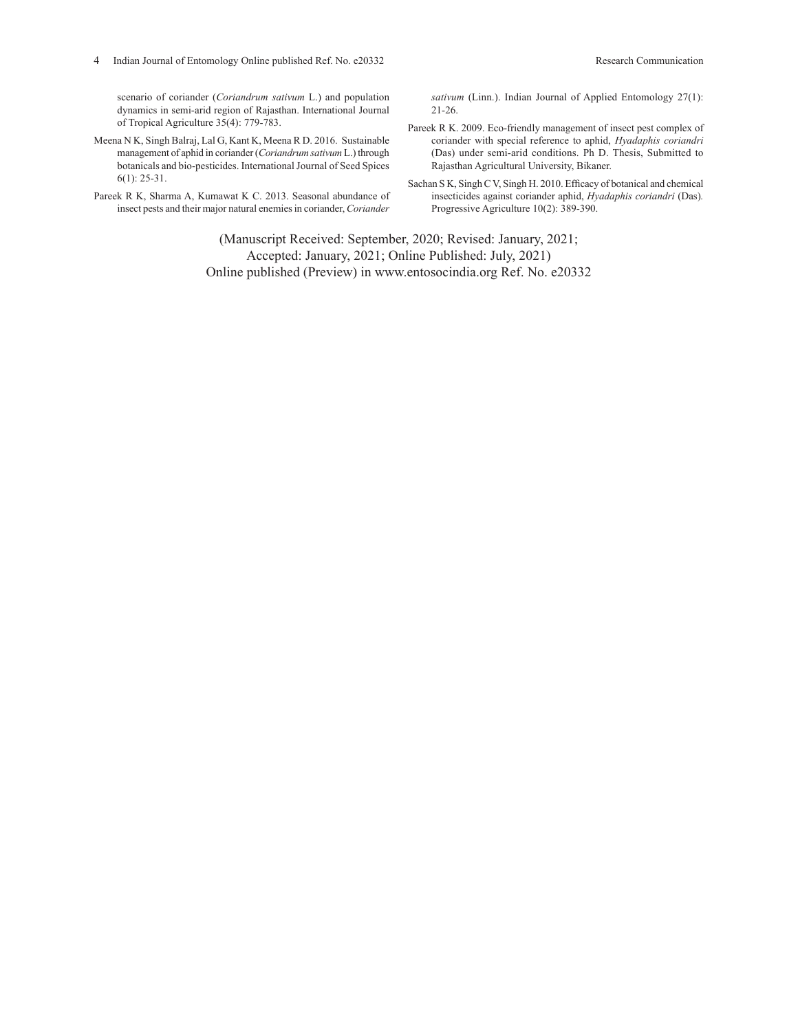scenario of coriander (*Coriandrum sativum* L.) and population dynamics in semi-arid region of Rajasthan. International Journal of Tropical Agriculture 35(4): 779-783.

Meena N K, Singh Balraj, Lal G, Kant K, Meena R D. 2016. Sustainable management of aphid in coriander (*Coriandrum sativum* L.) through botanicals and bio-pesticides. International Journal of Seed Spices 6(1): 25-31.

Pareek R K, Sharma A, Kumawat K C. 2013. Seasonal abundance of insect pests and their major natural enemies in coriander, *Coriander sativum* (Linn.). Indian Journal of Applied Entomology 27(1): 21-26.

Pareek R K. 2009. Eco-friendly management of insect pest complex of coriander with special reference to aphid, *Hyadaphis coriandri* (Das) under semi-arid conditions. Ph D. Thesis, Submitted to Rajasthan Agricultural University, Bikaner.

Sachan S K, Singh C V, Singh H. 2010. Efficacy of botanical and chemical insecticides against coriander aphid, *Hyadaphis coriandri* (Das). Progressive Agriculture 10(2): 389-390.

(Manuscript Received: September, 2020; Revised: January, 2021; Accepted: January, 2021; Online Published: July, 2021)
Online published (Preview) in www.entosocindia.org Ref. No. e20332